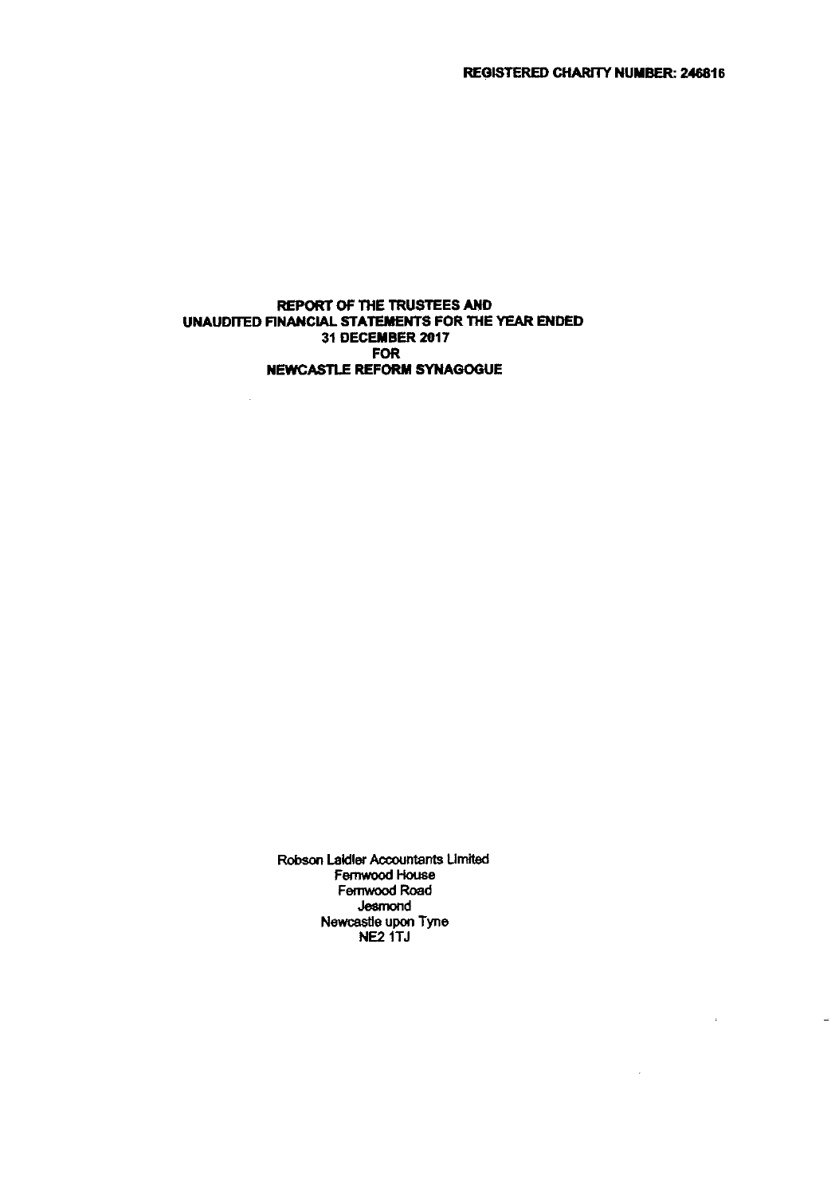**REGISTERED CHARITY NUMBER: 246816**

# REPORT OF THE TRUSTEES AND UNAUDITED FINANCIAL STATEMENTS FOR THE YEAR ENDED 31 DECEMBER 2017 FOR NEWCASTLE REFORM SYNAGOGUE

Robson Laidler Accountants Limited
Fernwood House
Fernwood Road
Jesmond
Newcastle upon Tyne
NE2 1TJ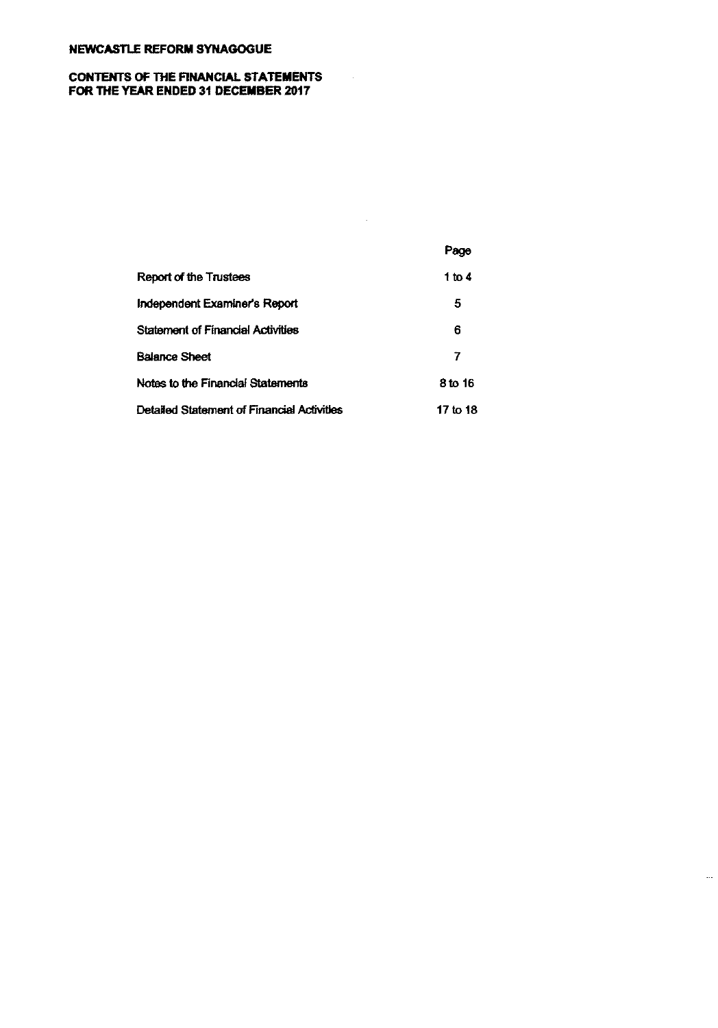**NEWCASTLE REFORM SYNAGOGUE**

**CONTENTS OF THE FINANCIAL STATEMENTS**
**FOR THE YEAR ENDED 31 DECEMBER 2017**

| | Page |
|---|---|
| Report of the Trustees | 1 to 4 |
| Independent Examiner's Report | 5 |
| Statement of Financial Activities | 6 |
| Balance Sheet | 7 |
| Notes to the Financial Statements | 8 to 16 |
| Detailed Statement of Financial Activities | 17 to 18 |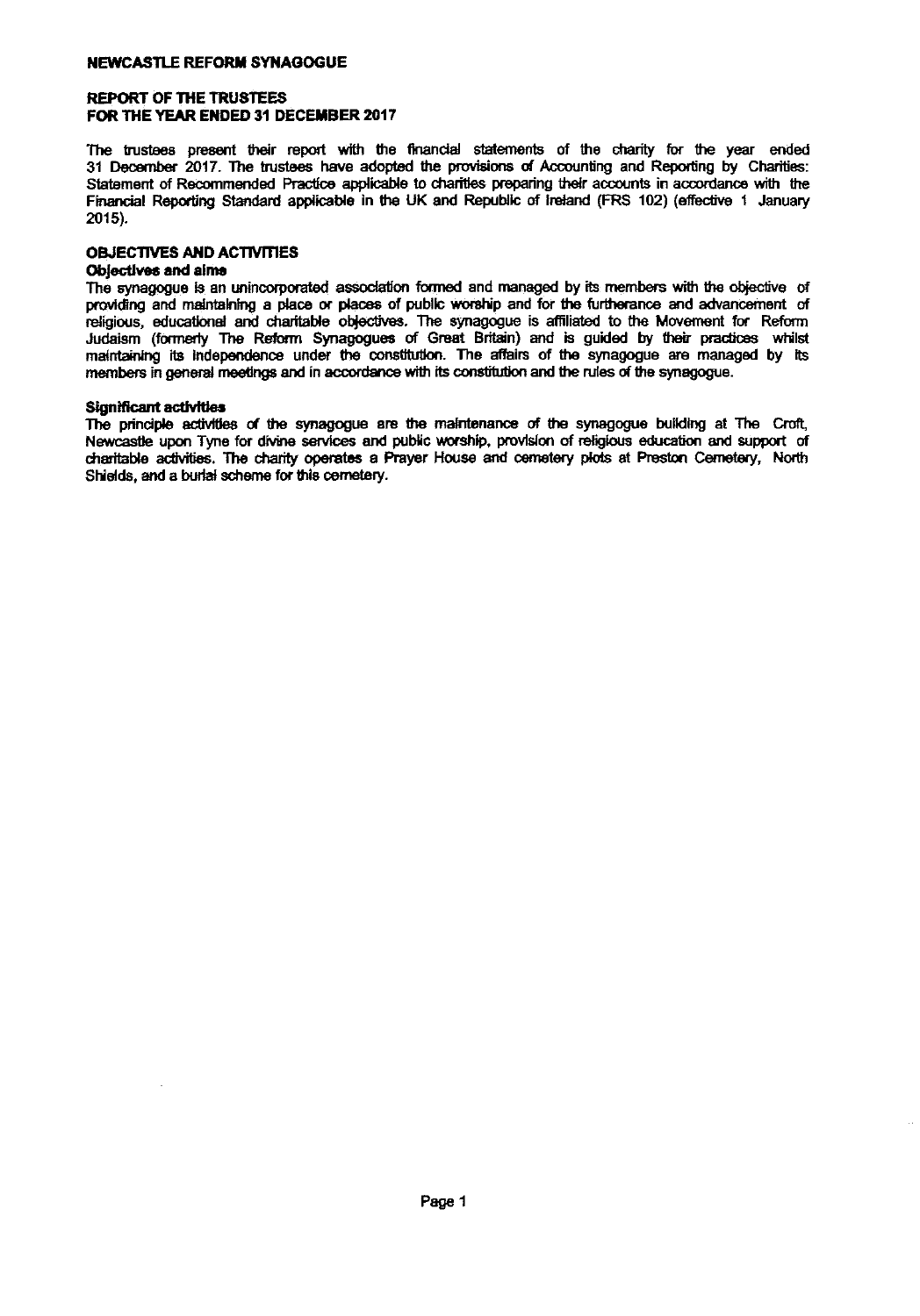# NEWCASTLE REFORM SYNAGOGUE

## REPORT OF THE TRUSTEES
## FOR THE YEAR ENDED 31 DECEMBER 2017

The trustees present their report with the financial statements of the charity for the year ended 31 December 2017. The trustees have adopted the provisions of Accounting and Reporting by Charities: Statement of Recommended Practice applicable to charities preparing their accounts in accordance with the Financial Reporting Standard applicable in the UK and Republic of Ireland (FRS 102) (effective 1 January 2015).

### OBJECTIVES AND ACTIVITIES

**Objectives and aims**

The synagogue is an unincorporated association formed and managed by its members with the objective of providing and maintaining a place or places of public worship and for the furtherance and advancement of religious, educational and charitable objectives. The synagogue is affiliated to the Movement for Reform Judaism (formerly The Reform Synagogues of Great Britain) and is guided by their practices whilst maintaining its independence under the constitution. The affairs of the synagogue are managed by its members in general meetings and in accordance with its constitution and the rules of the synagogue.

**Significant activities**

The principle activities of the synagogue are the maintenance of the synagogue building at The Croft, Newcastle upon Tyne for divine services and public worship, provision of religious education and support of charitable activities. The charity operates a Prayer House and cemetery plots at Preston Cemetery, North Shields, and a burial scheme for this cemetery.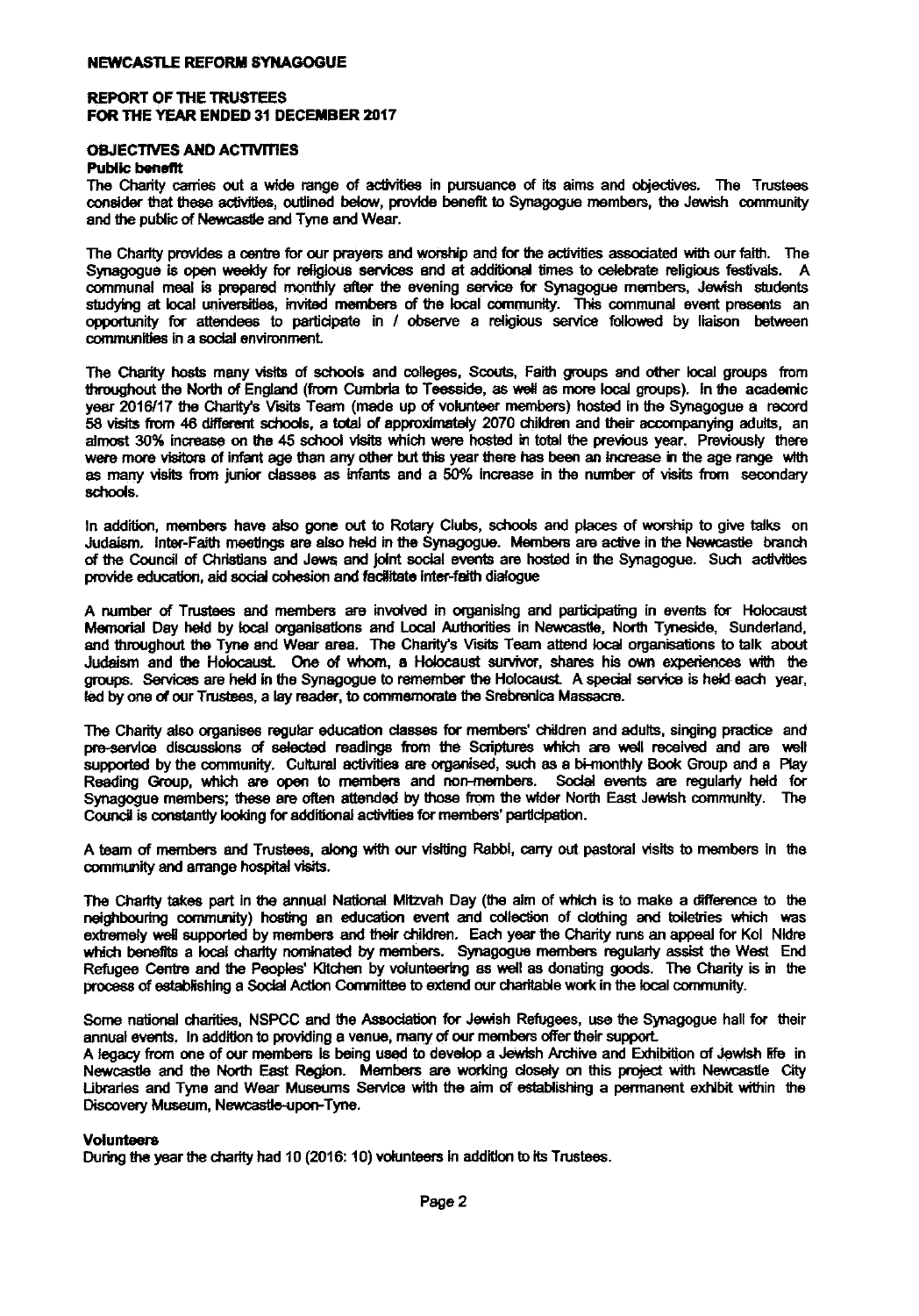**NEWCASTLE REFORM SYNAGOGUE**

**REPORT OF THE TRUSTEES**
**FOR THE YEAR ENDED 31 DECEMBER 2017**

**OBJECTIVES AND ACTIVITIES**

**Public benefit**

The Charity carries out a wide range of activities in pursuance of its aims and objectives. The Trustees consider that these activities, outlined below, provide benefit to Synagogue members, the Jewish community and the public of Newcastle and Tyne and Wear.

The Charity provides a centre for our prayers and worship and for the activities associated with our faith. The Synagogue is open weekly for religious services and at additional times to celebrate religious festivals. A communal meal is prepared monthly after the evening service for Synagogue members, Jewish students studying at local universities, invited members of the local community. This communal event presents an opportunity for attendees to participate in / observe a religious service followed by liaison between communities in a social environment.

The Charity hosts many visits of schools and colleges, Scouts, Faith groups and other local groups from throughout the North of England (from Cumbria to Teesside, as well as more local groups). In the academic year 2016/17 the Charity's Visits Team (made up of volunteer members) hosted in the Synagogue a record 58 visits from 46 different schools, a total of approximately 2070 children and their accompanying adults, an almost 30% increase on the 45 school visits which were hosted in total the previous year. Previously there were more visitors of infant age than any other but this year there has been an increase in the age range with as many visits from junior classes as infants and a 50% increase in the number of visits from secondary schools.

In addition, members have also gone out to Rotary Clubs, schools and places of worship to give talks on Judaism. Inter-Faith meetings are also held in the Synagogue. Members are active in the Newcastle branch of the Council of Christians and Jews and joint social events are hosted in the Synagogue. Such activities provide education, aid social cohesion and facilitate inter-faith dialogue

A number of Trustees and members are involved in organising and participating in events for Holocaust Memorial Day held by local organisations and Local Authorities in Newcastle, North Tyneside, Sunderland, and throughout the Tyne and Wear area. The Charity's Visits Team attend local organisations to talk about Judaism and the Holocaust. One of whom, a Holocaust survivor, shares his own experiences with the groups. Services are held in the Synagogue to remember the Holocaust. A special service is held each year, led by one of our Trustees, a lay reader, to commemorate the Srebrenica Massacre.

The Charity also organises regular education classes for members' children and adults, singing practice and pre-service discussions of selected readings from the Scriptures which are well received and are well supported by the community. Cultural activities are organised, such as a bi-monthly Book Group and a Play Reading Group, which are open to members and non-members. Social events are regularly held for Synagogue members; these are often attended by those from the wider North East Jewish community. The Council is constantly looking for additional activities for members' participation.

A team of members and Trustees, along with our visiting Rabbi, carry out pastoral visits to members in the community and arrange hospital visits.

The Charity takes part in the annual National Mitzvah Day (the aim of which is to make a difference to the neighbouring community) hosting an education event and collection of clothing and toiletries which was extremely well supported by members and their children. Each year the Charity runs an appeal for Kol Nidre which benefits a local charity nominated by members. Synagogue members regularly assist the West End Refugee Centre and the Peoples' Kitchen by volunteering as well as donating goods. The Charity is in the process of establishing a Social Action Committee to extend our charitable work in the local community.

Some national charities, NSPCC and the Association for Jewish Refugees, use the Synagogue hall for their annual events. In addition to providing a venue, many of our members offer their support.
A legacy from one of our members is being used to develop a Jewish Archive and Exhibition of Jewish life in Newcastle and the North East Region. Members are working closely on this project with Newcastle City Libraries and Tyne and Wear Museums Service with the aim of establishing a permanent exhibit within the Discovery Museum, Newcastle-upon-Tyne.

**Volunteers**

During the year the charity had 10 (2016: 10) volunteers in addition to its Trustees.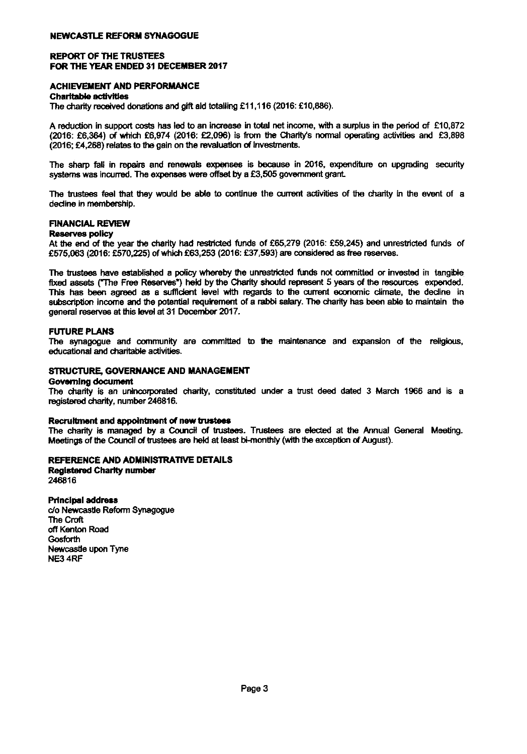**NEWCASTLE REFORM SYNAGOGUE**

**REPORT OF THE TRUSTEES**
**FOR THE YEAR ENDED 31 DECEMBER 2017**

## ACHIEVEMENT AND PERFORMANCE

### Charitable activities

The charity received donations and gift aid totalling £11,116 (2016: £10,886).

A reduction in support costs has led to an increase in total net income, with a surplus in the period of £10,872 (2016: £6,364) of which £6,974 (2016: £2,096) is from the Charity's normal operating activities and £3,898 (2016; £4,268) relates to the gain on the revaluation of investments.

The sharp fall in repairs and renewals expenses is because in 2016, expenditure on upgrading security systems was incurred. The expenses were offset by a £3,505 government grant.

The trustees feel that they would be able to continue the current activities of the charity in the event of a decline in membership.

## FINANCIAL REVIEW

### Reserves policy

At the end of the year the charity had restricted funds of £65,279 (2016: £59,245) and unrestricted funds of £575,063 (2016: £570,225) of which £63,253 (2016: £37,593) are considered as free reserves.

The trustees have established a policy whereby the unrestricted funds not committed or invested in tangible fixed assets ("The Free Reserves") held by the Charity should represent 5 years of the resources expended. This has been agreed as a sufficient level with regards to the current economic climate, the decline in subscription income and the potential requirement of a rabbi salary. The charity has been able to maintain the general reserves at this level at 31 December 2017.

## FUTURE PLANS

The synagogue and community are committed to the maintenance and expansion of the religious, educational and charitable activities.

## STRUCTURE, GOVERNANCE AND MANAGEMENT

### Governing document

The charity is an unincorporated charity, constituted under a trust deed dated 3 March 1966 and is a registered charity, number 246816.

### Recruitment and appointment of new trustees

The charity is managed by a Council of trustees. Trustees are elected at the Annual General Meeting. Meetings of the Council of trustees are held at least bi-monthly (with the exception of August).

## REFERENCE AND ADMINISTRATIVE DETAILS

### Registered Charity number

246816

### Principal address

c/o Newcastle Reform Synagogue
The Croft
off Kenton Road
Gosforth
Newcastle upon Tyne
NE3 4RF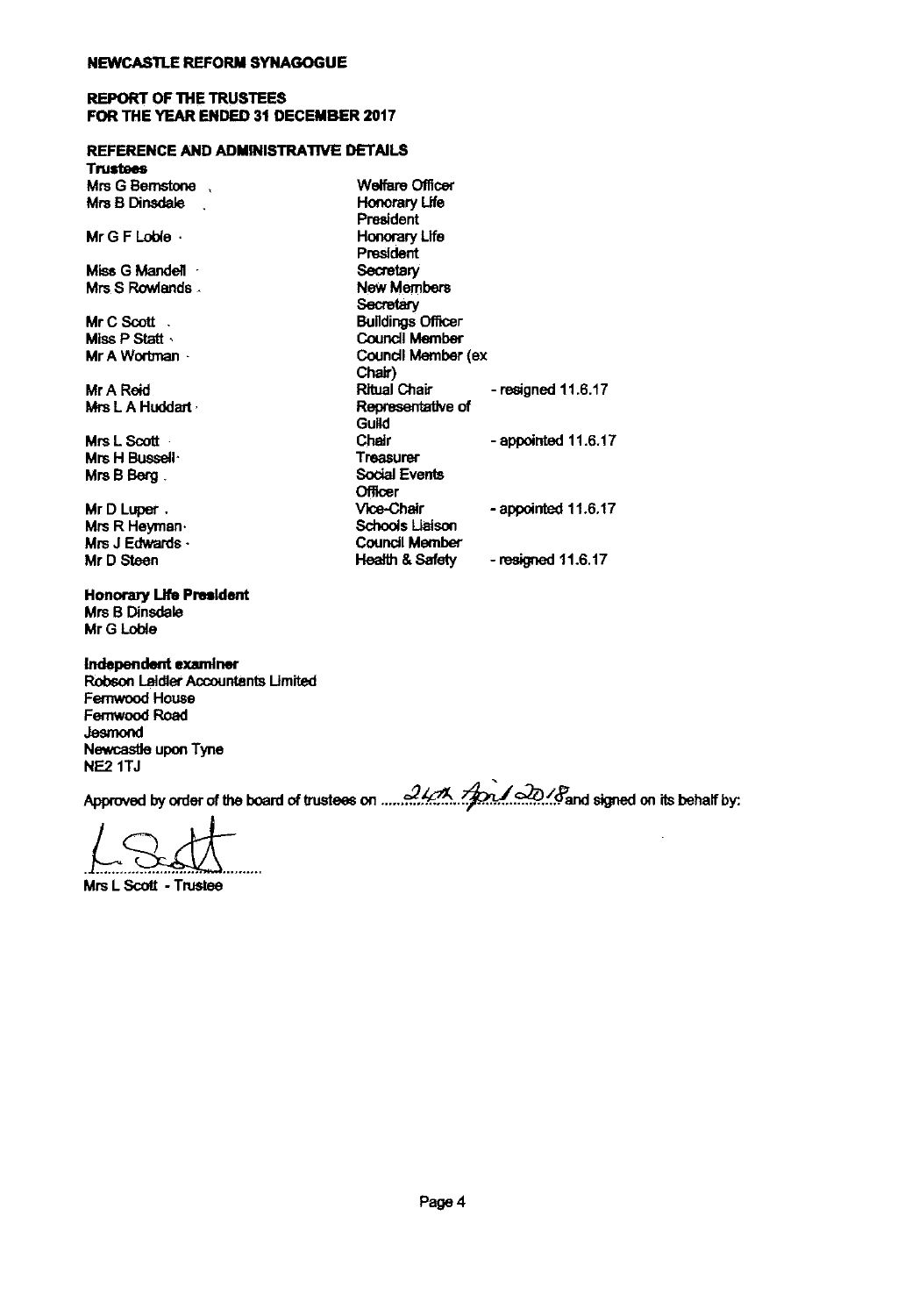**NEWCASTLE REFORM SYNAGOGUE**

**REPORT OF THE TRUSTEES**
**FOR THE YEAR ENDED 31 DECEMBER 2017**

**REFERENCE AND ADMINISTRATIVE DETAILS**

**Trustees**

| | | |
|---|---|---|
| Mrs G Bernstone | Welfare Officer | |
| Mrs B Dinsdale | Honorary Life President | |
| Mr G F Loble | Honorary Life President | |
| Miss G Mandell | Secretary | |
| Mrs S Rowlands | New Members Secretary | |
| Mr C Scott | Buildings Officer | |
| Miss P Statt | Council Member | |
| Mr A Wortman | Council Member (ex Chair) | |
| Mr A Reid | Ritual Chair | - resigned 11.6.17 |
| Mrs L A Huddart | Representative of Guild | |
| Mrs L Scott | Chair | - appointed 11.6.17 |
| Mrs H Bussell | Treasurer | |
| Mrs B Berg | Social Events Officer | |
| Mr D Luper | Vice-Chair | - appointed 11.6.17 |
| Mrs R Heyman | Schools Liaison | |
| Mrs J Edwards | Council Member | |
| Mr D Steen | Health & Safety | - resigned 11.6.17 |

**Honorary Life President**
Mrs B Dinsdale
Mr G Loble

**Independent examiner**
Robson Laidler Accountants Limited
Fernwood House
Fernwood Road
Jesmond
Newcastle upon Tyne
NE2 1TJ

Approved by order of the board of trustees on 24th April 2018 and signed on its behalf by:

Mrs L Scott - Trustee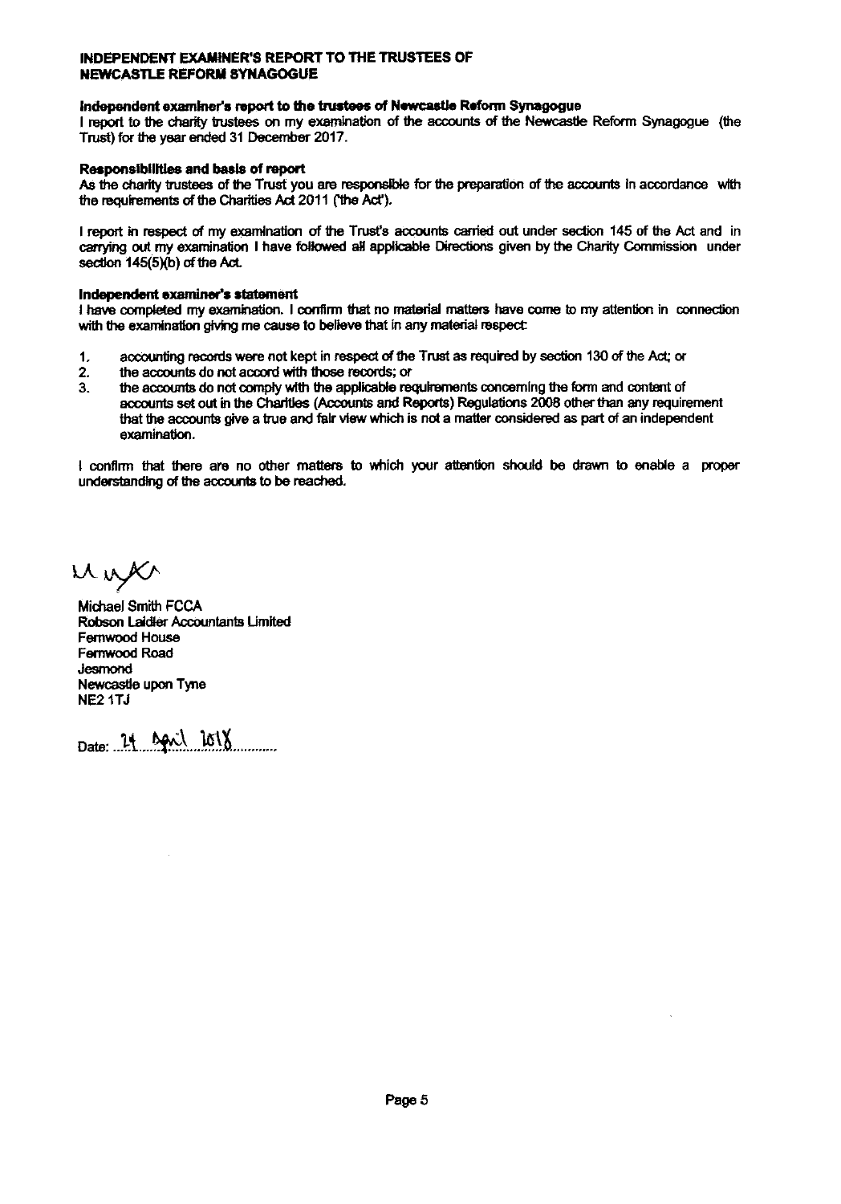**INDEPENDENT EXAMINER'S REPORT TO THE TRUSTEES OF NEWCASTLE REFORM SYNAGOGUE**

**Independent examiner's report to the trustees of Newcastle Reform Synagogue**

I report to the charity trustees on my examination of the accounts of the Newcastle Reform Synagogue (the Trust) for the year ended 31 December 2017.

**Responsibilities and basis of report**

As the charity trustees of the Trust you are responsible for the preparation of the accounts in accordance with the requirements of the Charities Act 2011 ('the Act').

I report in respect of my examination of the Trust's accounts carried out under section 145 of the Act and in carrying out my examination I have followed all applicable Directions given by the Charity Commission under section 145(5)(b) of the Act.

**Independent examiner's statement**

I have completed my examination. I confirm that no material matters have come to my attention in connection with the examination giving me cause to believe that in any material respect:

1. accounting records were not kept in respect of the Trust as required by section 130 of the Act; or
2. the accounts do not accord with those records; or
3. the accounts do not comply with the applicable requirements concerning the form and content of accounts set out in the Charities (Accounts and Reports) Regulations 2008 other than any requirement that the accounts give a true and fair view which is not a matter considered as part of an independent examination.

I confirm that there are no other matters to which your attention should be drawn to enable a proper understanding of the accounts to be reached.

Michael Smith FCCA
Robson Laidler Accountants Limited
Fernwood House
Fernwood Road
Jesmond
Newcastle upon Tyne
NE2 1TJ

Date: 24 April 2018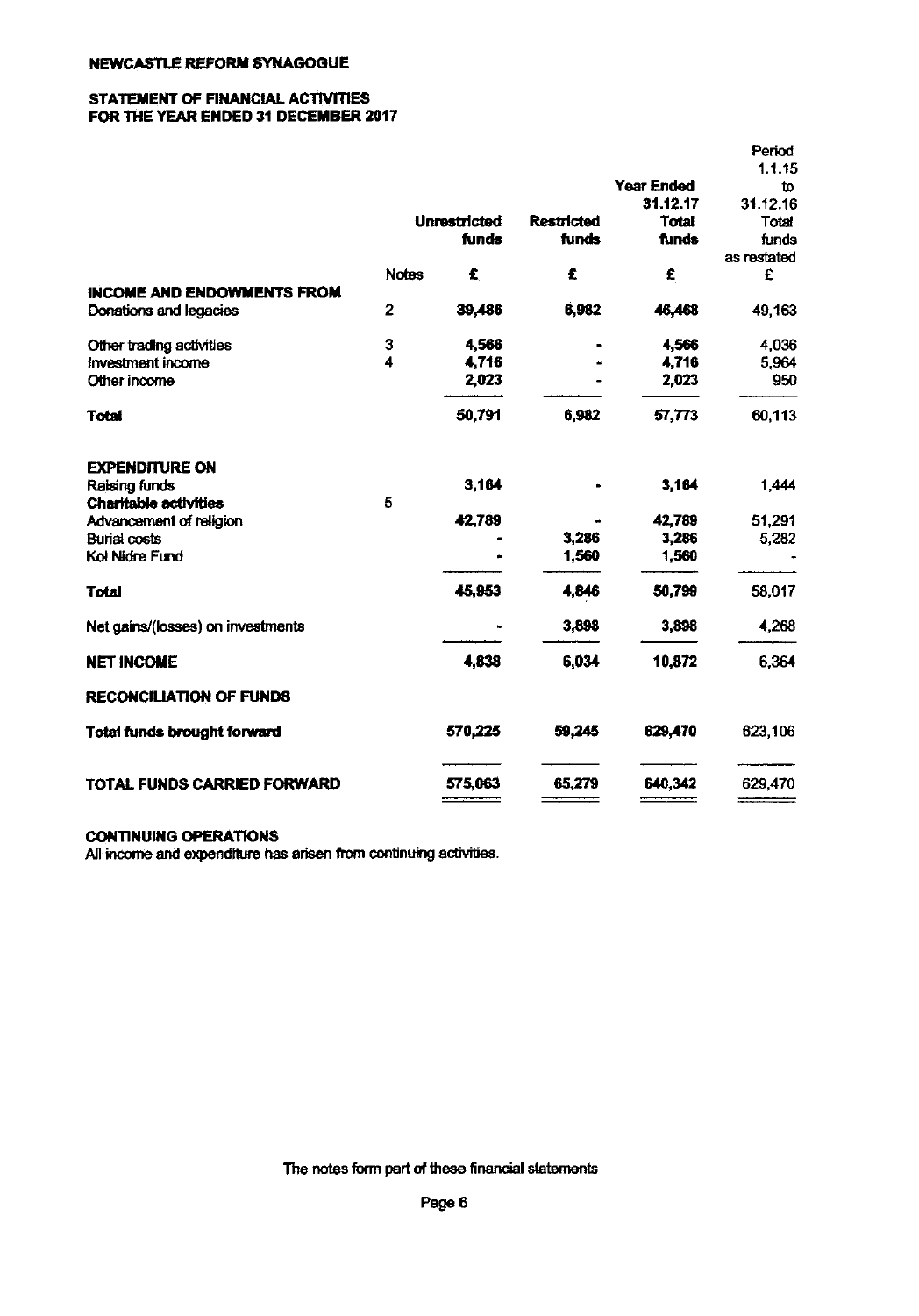**NEWCASTLE REFORM SYNAGOGUE**

**STATEMENT OF FINANCIAL ACTIVITIES FOR THE YEAR ENDED 31 DECEMBER 2017**

| | Notes | Unrestricted funds £ | Restricted funds £ | Year Ended 31.12.17 Total funds £ | Period 1.1.15 to 31.12.16 Total funds as restated £ |
|---|---|---|---|---|---|
| **INCOME AND ENDOWMENTS FROM** | | | | | |
| Donations and legacies | 2 | 39,486 | 6,982 | 46,468 | 49,163 |
| Other trading activities | 3 | 4,566 | - | 4,566 | 4,036 |
| Investment income | 4 | 4,716 | - | 4,716 | 5,964 |
| Other income | | 2,023 | - | 2,023 | 950 |
| **Total** | | 50,791 | 6,982 | 57,773 | 60,113 |
| **EXPENDITURE ON** | | | | | |
| Raising funds | | 3,164 | - | 3,164 | 1,444 |
| **Charitable activities** | 5 | | | | |
| Advancement of religion | | 42,789 | - | 42,789 | 51,291 |
| Burial costs | | - | 3,286 | 3,286 | 5,282 |
| Kol Nidre Fund | | - | 1,560 | 1,560 | - |
| **Total** | | 45,953 | 4,846 | 50,799 | 58,017 |
| Net gains/(losses) on investments | | - | 3,898 | 3,898 | 4,268 |
| **NET INCOME** | | 4,838 | 6,034 | 10,872 | 6,364 |
| **RECONCILIATION OF FUNDS** | | | | | |
| **Total funds brought forward** | | 570,225 | 59,245 | 629,470 | 623,106 |
| **TOTAL FUNDS CARRIED FORWARD** | | 575,063 | 65,279 | 640,342 | 629,470 |

**CONTINUING OPERATIONS**

All income and expenditure has arisen from continuing activities.

The notes form part of these financial statements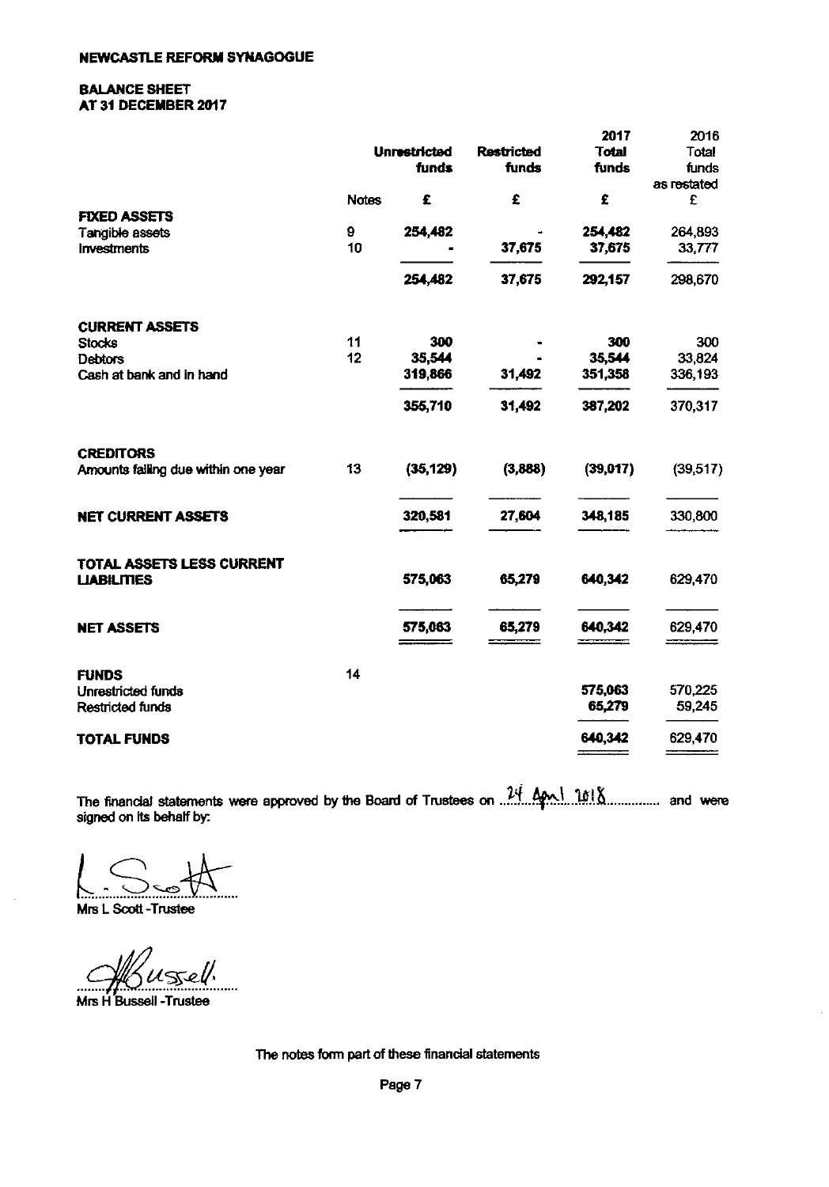NEWCASTLE REFORM SYNAGOGUE

BALANCE SHEET
AT 31 DECEMBER 2017

| | Notes | Unrestricted funds £ | Restricted funds £ | 2017 Total funds £ | 2016 Total funds as restated £ |
|---|---|---|---|---|---|
| **FIXED ASSETS** | | | | | |
| Tangible assets | 9 | 254,482 | - | 254,482 | 264,893 |
| Investments | 10 | - | 37,675 | 37,675 | 33,777 |
| | | 254,482 | 37,675 | 292,157 | 298,670 |
| **CURRENT ASSETS** | | | | | |
| Stocks | 11 | 300 | - | 300 | 300 |
| Debtors | 12 | 35,544 | - | 35,544 | 33,824 |
| Cash at bank and in hand | | 319,866 | 31,492 | 351,358 | 336,193 |
| | | 355,710 | 31,492 | 387,202 | 370,317 |
| **CREDITORS** | | | | | |
| Amounts falling due within one year | 13 | (35,129) | (3,888) | (39,017) | (39,517) |
| **NET CURRENT ASSETS** | | 320,581 | 27,604 | 348,185 | 330,800 |
| **TOTAL ASSETS LESS CURRENT LIABILITIES** | | 575,063 | 65,279 | 640,342 | 629,470 |
| **NET ASSETS** | | 575,063 | 65,279 | 640,342 | 629,470 |
| **FUNDS** | 14 | | | | |
| Unrestricted funds | | | | 575,063 | 570,225 |
| Restricted funds | | | | 65,279 | 59,245 |
| **TOTAL FUNDS** | | | | 640,342 | 629,470 |

The financial statements were approved by the Board of Trustees on 24 April 2018 and were signed on its behalf by:

Mrs L Scott -Trustee

Mrs H Bussell -Trustee

The notes form part of these financial statements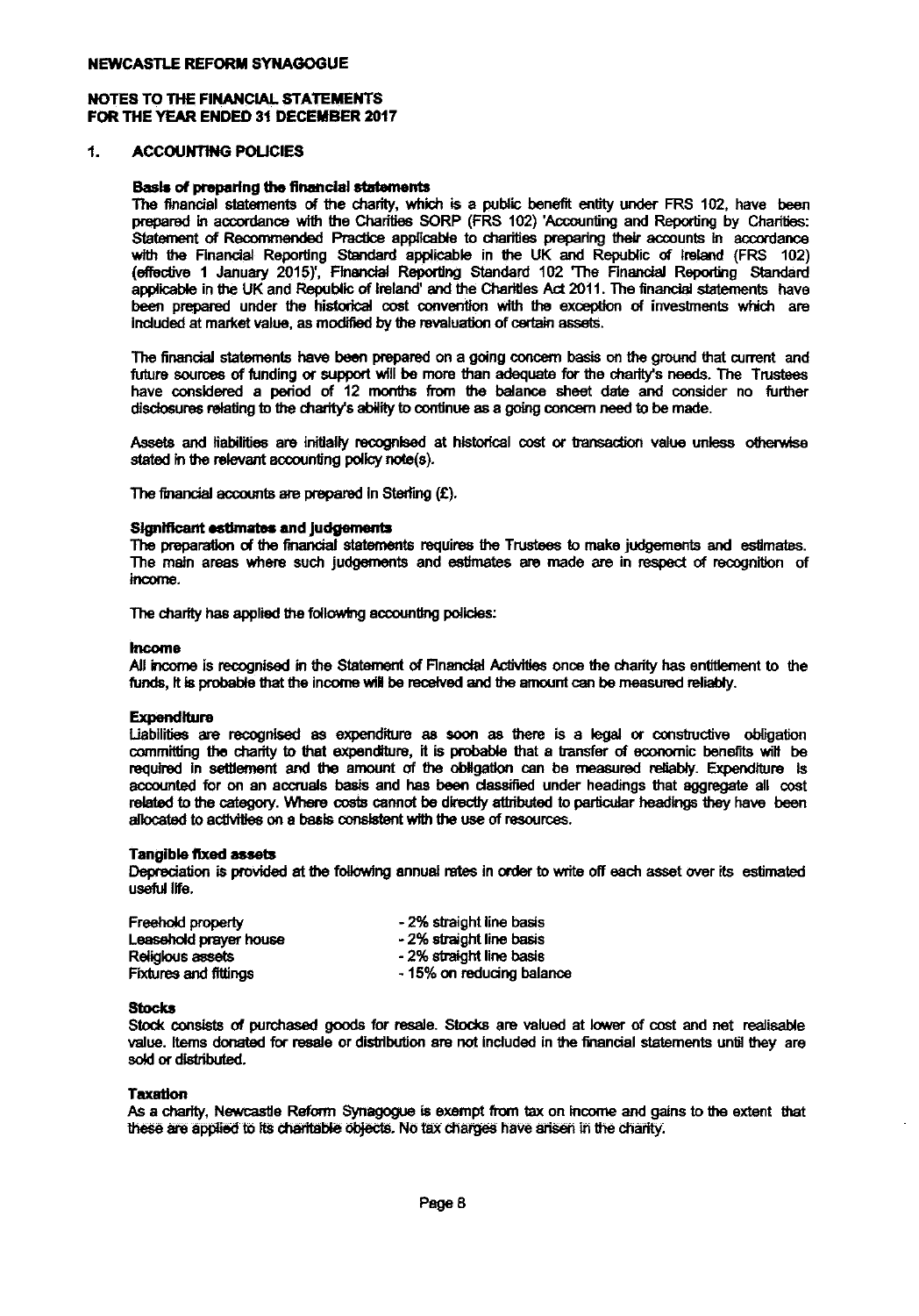**NEWCASTLE REFORM SYNAGOGUE**

**NOTES TO THE FINANCIAL STATEMENTS**
**FOR THE YEAR ENDED 31 DECEMBER 2017**

## 1. ACCOUNTING POLICIES

**Basis of preparing the financial statements**

The financial statements of the charity, which is a public benefit entity under FRS 102, have been prepared in accordance with the Charities SORP (FRS 102) 'Accounting and Reporting by Charities: Statement of Recommended Practice applicable to charities preparing their accounts in accordance with the Financial Reporting Standard applicable in the UK and Republic of Ireland (FRS 102) (effective 1 January 2015)', Financial Reporting Standard 102 'The Financial Reporting Standard applicable in the UK and Republic of Ireland' and the Charities Act 2011. The financial statements have been prepared under the historical cost convention with the exception of investments which are included at market value, as modified by the revaluation of certain assets.

The financial statements have been prepared on a going concern basis on the ground that current and future sources of funding or support will be more than adequate for the charity's needs. The Trustees have considered a period of 12 months from the balance sheet date and consider no further disclosures relating to the charity's ability to continue as a going concern need to be made.

Assets and liabilities are initially recognised at historical cost or transaction value unless otherwise stated in the relevant accounting policy note(s).

The financial accounts are prepared in Sterling (£).

**Significant estimates and judgements**

The preparation of the financial statements requires the Trustees to make judgements and estimates. The main areas where such judgements and estimates are made are in respect of recognition of income.

The charity has applied the following accounting policies:

**Income**

All income is recognised in the Statement of Financial Activities once the charity has entitlement to the funds, it is probable that the income will be received and the amount can be measured reliably.

**Expenditure**

Liabilities are recognised as expenditure as soon as there is a legal or constructive obligation committing the charity to that expenditure, it is probable that a transfer of economic benefits will be required in settlement and the amount of the obligation can be measured reliably. Expenditure is accounted for on an accruals basis and has been classified under headings that aggregate all cost related to the category. Where costs cannot be directly attributed to particular headings they have been allocated to activities on a basis consistent with the use of resources.

**Tangible fixed assets**

Depreciation is provided at the following annual rates in order to write off each asset over its estimated useful life.

| | |
|---|---|
| Freehold property | - 2% straight line basis |
| Leasehold prayer house | - 2% straight line basis |
| Religious assets | - 2% straight line basis |
| Fixtures and fittings | - 15% on reducing balance |

**Stocks**

Stock consists of purchased goods for resale. Stocks are valued at lower of cost and net realisable value. Items donated for resale or distribution are not included in the financial statements until they are sold or distributed.

**Taxation**

As a charity, Newcastle Reform Synagogue is exempt from tax on income and gains to the extent that these are applied to its charitable objects. No tax charges have arisen in the charity.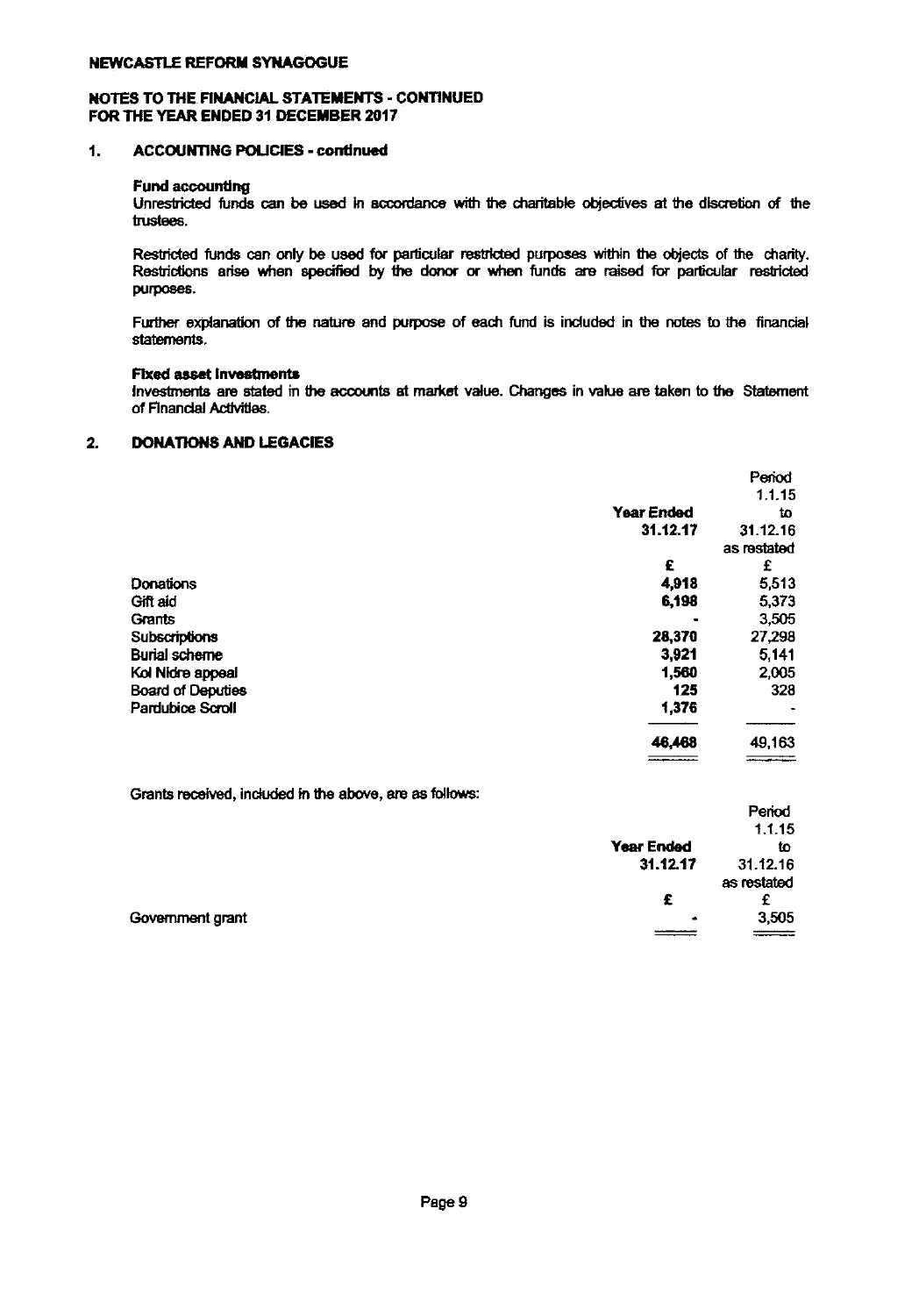**NEWCASTLE REFORM SYNAGOGUE**

**NOTES TO THE FINANCIAL STATEMENTS - CONTINUED**
**FOR THE YEAR ENDED 31 DECEMBER 2017**

## 1. ACCOUNTING POLICIES - continued

**Fund accounting**

Unrestricted funds can be used in accordance with the charitable objectives at the discretion of the trustees.

Restricted funds can only be used for particular restricted purposes within the objects of the charity. Restrictions arise when specified by the donor or when funds are raised for particular restricted purposes.

Further explanation of the nature and purpose of each fund is included in the notes to the financial statements.

**Fixed asset investments**

Investments are stated in the accounts at market value. Changes in value are taken to the Statement of Financial Activities.

## 2. DONATIONS AND LEGACIES

| | **Year Ended 31.12.17** | Period 1.1.15 to 31.12.16 as restated |
|---|---|---|
| | **£** | £ |
| Donations | **4,918** | 5,513 |
| Gift aid | **6,198** | 5,373 |
| Grants | **-** | 3,505 |
| Subscriptions | **28,370** | 27,298 |
| Burial scheme | **3,921** | 5,141 |
| Kol Nidre appeal | **1,560** | 2,005 |
| Board of Deputies | **125** | 328 |
| Pardubice Scroll | **1,376** | - |
| | **46,468** | 49,163 |

Grants received, included in the above, are as follows:

| | **Year Ended 31.12.17** | Period 1.1.15 to 31.12.16 as restated |
|---|---|---|
| | **£** | £ |
| Government grant | **-** | 3,505 |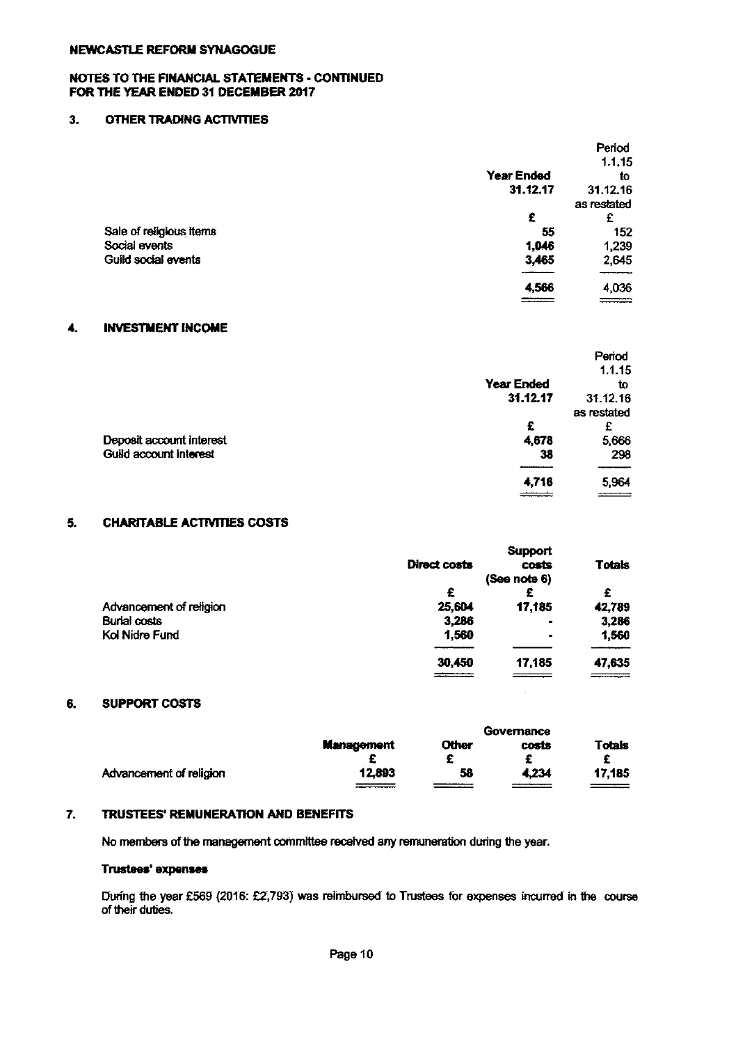**NEWCASTLE REFORM SYNAGOGUE**

**NOTES TO THE FINANCIAL STATEMENTS - CONTINUED**
**FOR THE YEAR ENDED 31 DECEMBER 2017**

## 3. OTHER TRADING ACTIVITIES

| | Year Ended 31.12.17 | Period 1.1.15 to 31.12.16 as restated |
|---|---|---|
| | £ | £ |
| Sale of religious items | 55 | 152 |
| Social events | 1,046 | 1,239 |
| Guild social events | 3,465 | 2,645 |
| | 4,566 | 4,036 |

## 4. INVESTMENT INCOME

| | Year Ended 31.12.17 | Period 1.1.15 to 31.12.16 as restated |
|---|---|---|
| | £ | £ |
| Deposit account interest | 4,678 | 5,666 |
| Guild account interest | 38 | 298 |
| | 4,716 | 5,964 |

## 5. CHARITABLE ACTIVITIES COSTS

| | Direct costs | Support costs (See note 6) | Totals |
|---|---|---|---|
| | £ | £ | £ |
| Advancement of religion | 25,604 | 17,185 | 42,789 |
| Burial costs | 3,286 | - | 3,286 |
| Kol Nidre Fund | 1,560 | - | 1,560 |
| | 30,450 | 17,185 | 47,635 |

## 6. SUPPORT COSTS

| | Management | Other | Governance costs | Totals |
|---|---|---|---|---|
| | £ | £ | £ | £ |
| Advancement of religion | 12,893 | 58 | 4,234 | 17,185 |

## 7. TRUSTEES' REMUNERATION AND BENEFITS

No members of the management committee received any remuneration during the year.

**Trustees' expenses**

During the year £569 (2016: £2,793) was reimbursed to Trustees for expenses incurred in the course of their duties.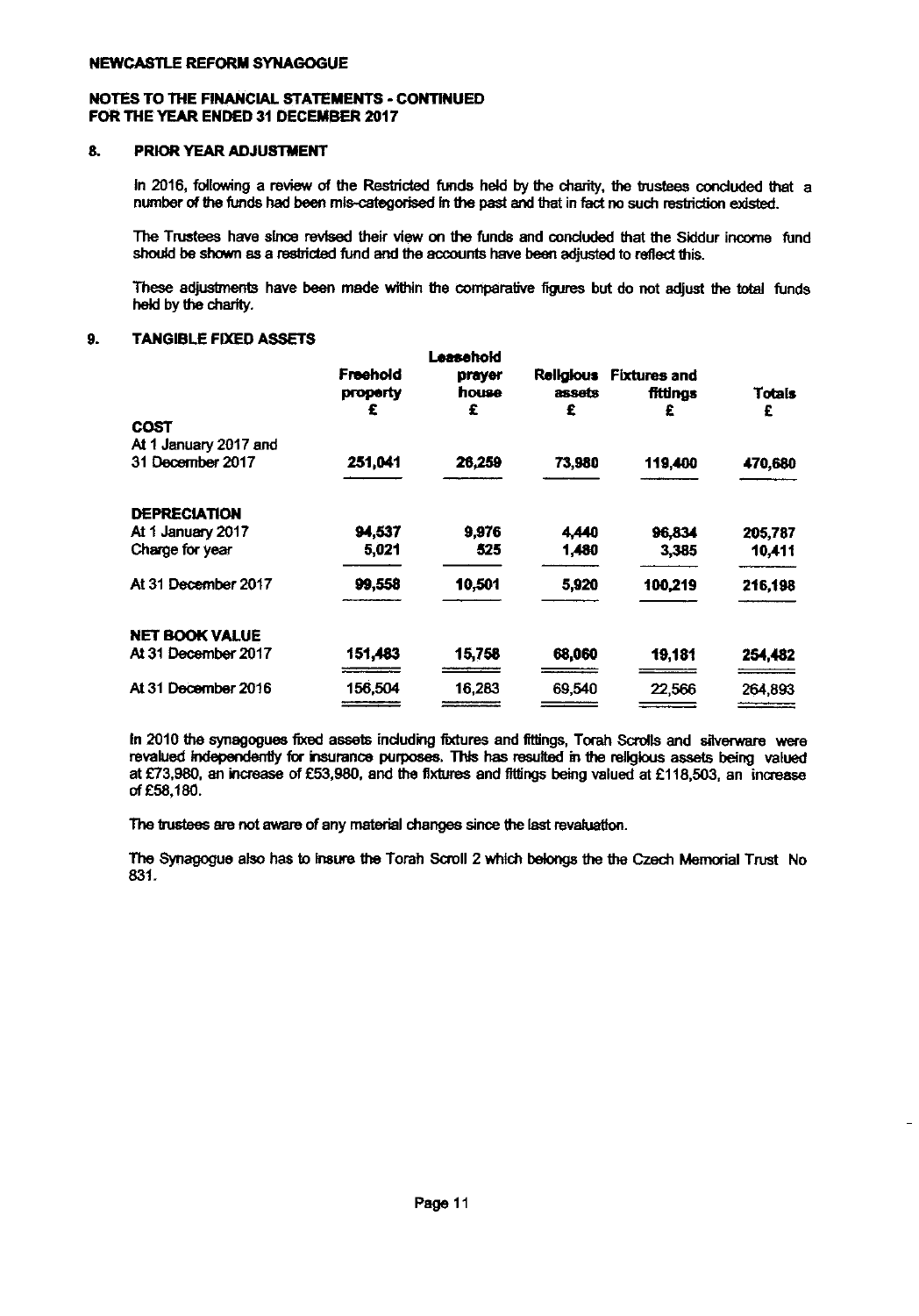**NEWCASTLE REFORM SYNAGOGUE**

**NOTES TO THE FINANCIAL STATEMENTS - CONTINUED**
**FOR THE YEAR ENDED 31 DECEMBER 2017**

## 8. PRIOR YEAR ADJUSTMENT

In 2016, following a review of the Restricted funds held by the charity, the trustees concluded that a number of the funds had been mis-categorised in the past and that in fact no such restriction existed.

The Trustees have since revised their view on the funds and concluded that the Siddur income fund should be shown as a restricted fund and the accounts have been adjusted to reflect this.

These adjustments have been made within the comparative figures but do not adjust the total funds held by the charity.

## 9. TANGIBLE FIXED ASSETS

| | Freehold property £ | Leasehold prayer house £ | Religious assets £ | Fixtures and fittings £ | Totals £ |
|---|---|---|---|---|---|
| **COST** | | | | | |
| At 1 January 2017 and 31 December 2017 | **251,041** | **26,259** | **73,980** | **119,400** | **470,680** |
| **DEPRECIATION** | | | | | |
| At 1 January 2017 | **94,537** | **9,976** | **4,440** | **96,834** | **205,787** |
| Charge for year | **5,021** | **525** | **1,480** | **3,385** | **10,411** |
| At 31 December 2017 | **99,558** | **10,501** | **5,920** | **100,219** | **216,198** |
| **NET BOOK VALUE** | | | | | |
| At 31 December 2017 | **151,483** | **15,758** | **68,060** | **19,181** | **254,482** |
| At 31 December 2016 | 156,504 | 16,283 | 69,540 | 22,566 | 264,893 |

In 2010 the synagogues fixed assets including fixtures and fittings, Torah Scrolls and silverware were revalued independently for insurance purposes. This has resulted in the religious assets being valued at £73,980, an increase of £53,980, and the fixtures and fittings being valued at £118,503, an increase of £58,180.

The trustees are not aware of any material changes since the last revaluation.

The Synagogue also has to insure the Torah Scroll 2 which belongs the the Czech Memorial Trust No 831.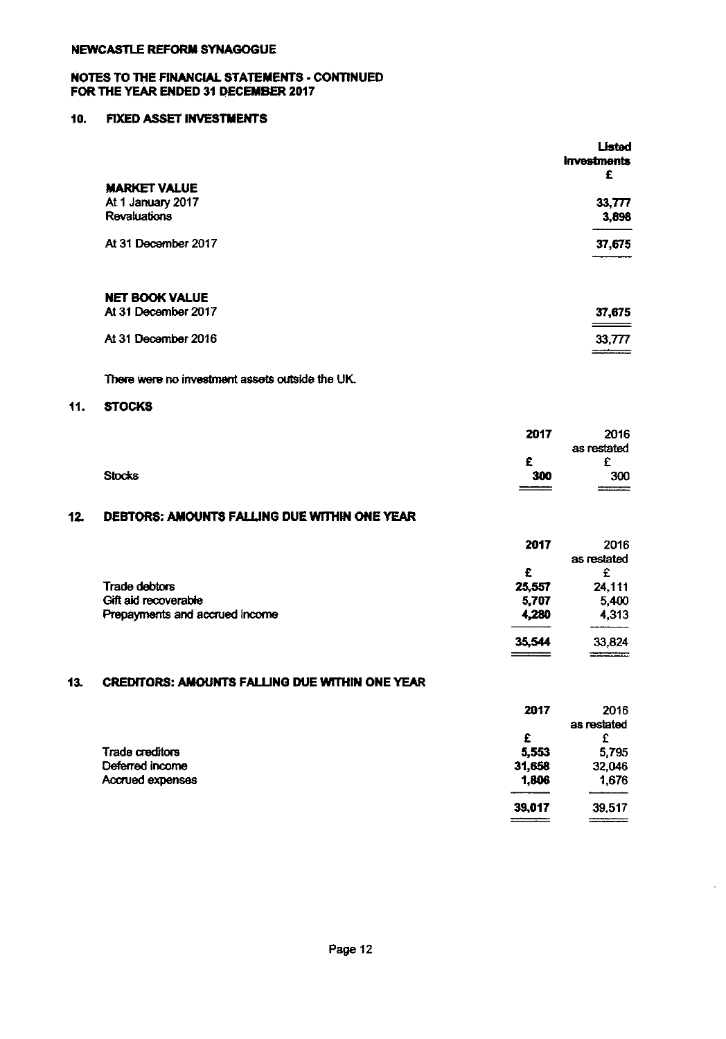**NEWCASTLE REFORM SYNAGOGUE**

**NOTES TO THE FINANCIAL STATEMENTS - CONTINUED**
**FOR THE YEAR ENDED 31 DECEMBER 2017**

## 10. FIXED ASSET INVESTMENTS

| | Listed Investments |
|---|---|
| | £ |
| **MARKET VALUE** | |
| At 1 January 2017 | 33,777 |
| Revaluations | 3,898 |
| At 31 December 2017 | 37,675 |
| | |
| **NET BOOK VALUE** | |
| At 31 December 2017 | 37,675 |
| At 31 December 2016 | 33,777 |

There were no investment assets outside the UK.

## 11. STOCKS

| | 2017 | 2016 as restated |
|---|---|---|
| | £ | £ |
| Stocks | 300 | 300 |

## 12. DEBTORS: AMOUNTS FALLING DUE WITHIN ONE YEAR

| | 2017 | 2016 as restated |
|---|---|---|
| | £ | £ |
| Trade debtors | 25,557 | 24,111 |
| Gift aid recoverable | 5,707 | 5,400 |
| Prepayments and accrued income | 4,280 | 4,313 |
| | 35,544 | 33,824 |

## 13. CREDITORS: AMOUNTS FALLING DUE WITHIN ONE YEAR

| | 2017 | 2016 as restated |
|---|---|---|
| | £ | £ |
| Trade creditors | 5,553 | 5,795 |
| Deferred income | 31,658 | 32,046 |
| Accrued expenses | 1,806 | 1,676 |
| | 39,017 | 39,517 |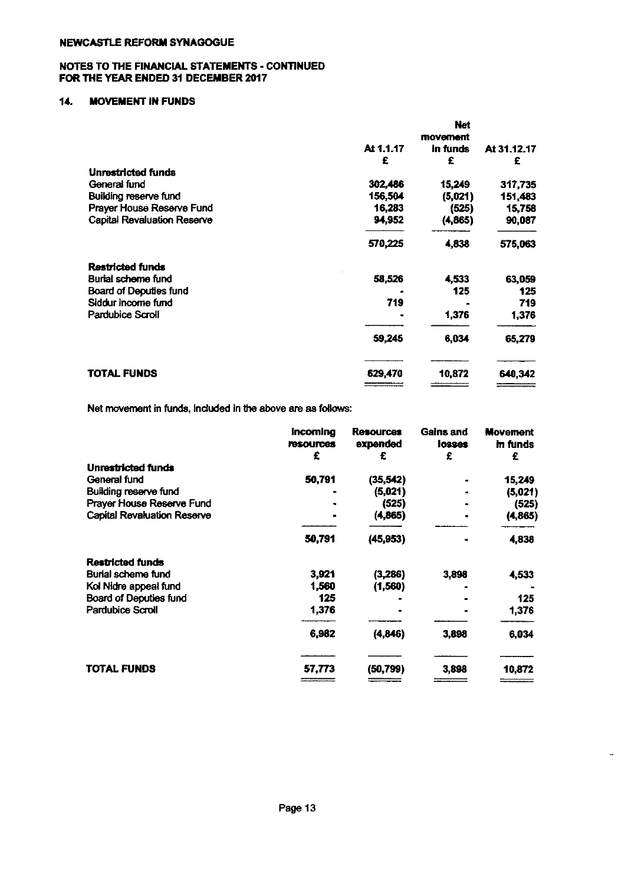# NEWCASTLE REFORM SYNAGOGUE

## NOTES TO THE FINANCIAL STATEMENTS - CONTINUED FOR THE YEAR ENDED 31 DECEMBER 2017

### 14. MOVEMENT IN FUNDS

| | At 1.1.17 | Net movement in funds | At 31.12.17 |
|---|---|---|---|
| | £ | £ | £ |
| **Unrestricted funds** | | | |
| General fund | 302,486 | 15,249 | 317,735 |
| Building reserve fund | 156,504 | (5,021) | 151,483 |
| Prayer House Reserve Fund | 16,283 | (525) | 15,758 |
| Capital Revaluation Reserve | 94,952 | (4,865) | 90,087 |
| | 570,225 | 4,838 | 575,063 |
| **Restricted funds** | | | |
| Burial scheme fund | 58,526 | 4,533 | 63,059 |
| Board of Deputies fund | - | 125 | 125 |
| Siddur income fund | 719 | - | 719 |
| Pardubice Scroll | - | 1,376 | 1,376 |
| | 59,245 | 6,034 | 65,279 |
| **TOTAL FUNDS** | 629,470 | 10,872 | 640,342 |

Net movement in funds, included in the above are as follows:

| | Incoming resources | Resources expended | Gains and losses | Movement in funds |
|---|---|---|---|---|
| | £ | £ | £ | £ |
| **Unrestricted funds** | | | | |
| General fund | 50,791 | (35,542) | - | 15,249 |
| Building reserve fund | - | (5,021) | - | (5,021) |
| Prayer House Reserve Fund | - | (525) | - | (525) |
| Capital Revaluation Reserve | - | (4,865) | - | (4,865) |
| | 50,791 | (45,953) | - | 4,838 |
| **Restricted funds** | | | | |
| Burial scheme fund | 3,921 | (3,286) | 3,898 | 4,533 |
| Kol Nidre appeal fund | 1,560 | (1,560) | - | - |
| Board of Deputies fund | 125 | - | - | 125 |
| Pardubice Scroll | 1,376 | - | - | 1,376 |
| | 6,982 | (4,846) | 3,898 | 6,034 |
| **TOTAL FUNDS** | 57,773 | (50,799) | 3,898 | 10,872 |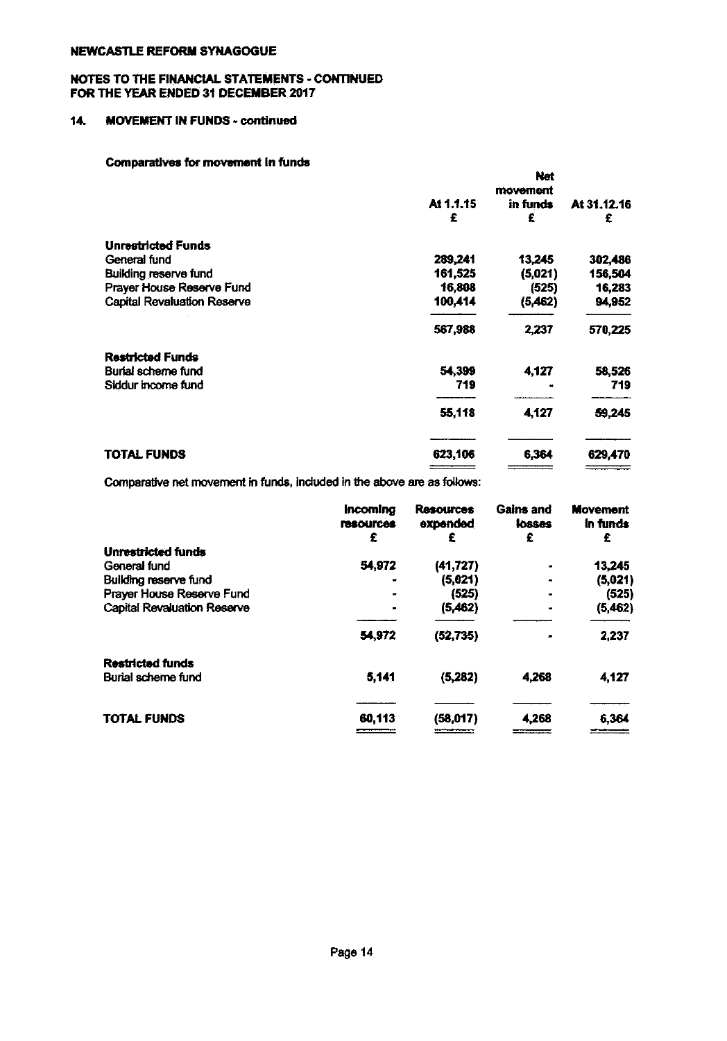NEWCASTLE REFORM SYNAGOGUE

NOTES TO THE FINANCIAL STATEMENTS - CONTINUED
FOR THE YEAR ENDED 31 DECEMBER 2017

## 14. MOVEMENT IN FUNDS - continued

### Comparatives for movement in funds

| | At 1.1.15 £ | Net movement in funds £ | At 31.12.16 £ |
|---|---|---|---|
| **Unrestricted Funds** | | | |
| General fund | 289,241 | 13,245 | 302,486 |
| Building reserve fund | 161,525 | (5,021) | 156,504 |
| Prayer House Reserve Fund | 16,808 | (525) | 16,283 |
| Capital Revaluation Reserve | 100,414 | (5,462) | 94,952 |
| | 567,988 | 2,237 | 570,225 |
| **Restricted Funds** | | | |
| Burial scheme fund | 54,399 | 4,127 | 58,526 |
| Siddur income fund | 719 | - | 719 |
| | 55,118 | 4,127 | 59,245 |
| **TOTAL FUNDS** | 623,106 | 6,364 | 629,470 |

Comparative net movement in funds, included in the above are as follows:

| | Incoming resources £ | Resources expended £ | Gains and losses £ | Movement in funds £ |
|---|---|---|---|---|
| **Unrestricted funds** | | | | |
| General fund | 54,972 | (41,727) | - | 13,245 |
| Building reserve fund | - | (5,021) | - | (5,021) |
| Prayer House Reserve Fund | - | (525) | - | (525) |
| Capital Revaluation Reserve | - | (5,462) | - | (5,462) |
| | 54,972 | (52,735) | - | 2,237 |
| **Restricted funds** | | | | |
| Burial scheme fund | 5,141 | (5,282) | 4,268 | 4,127 |
| **TOTAL FUNDS** | 60,113 | (58,017) | 4,268 | 6,364 |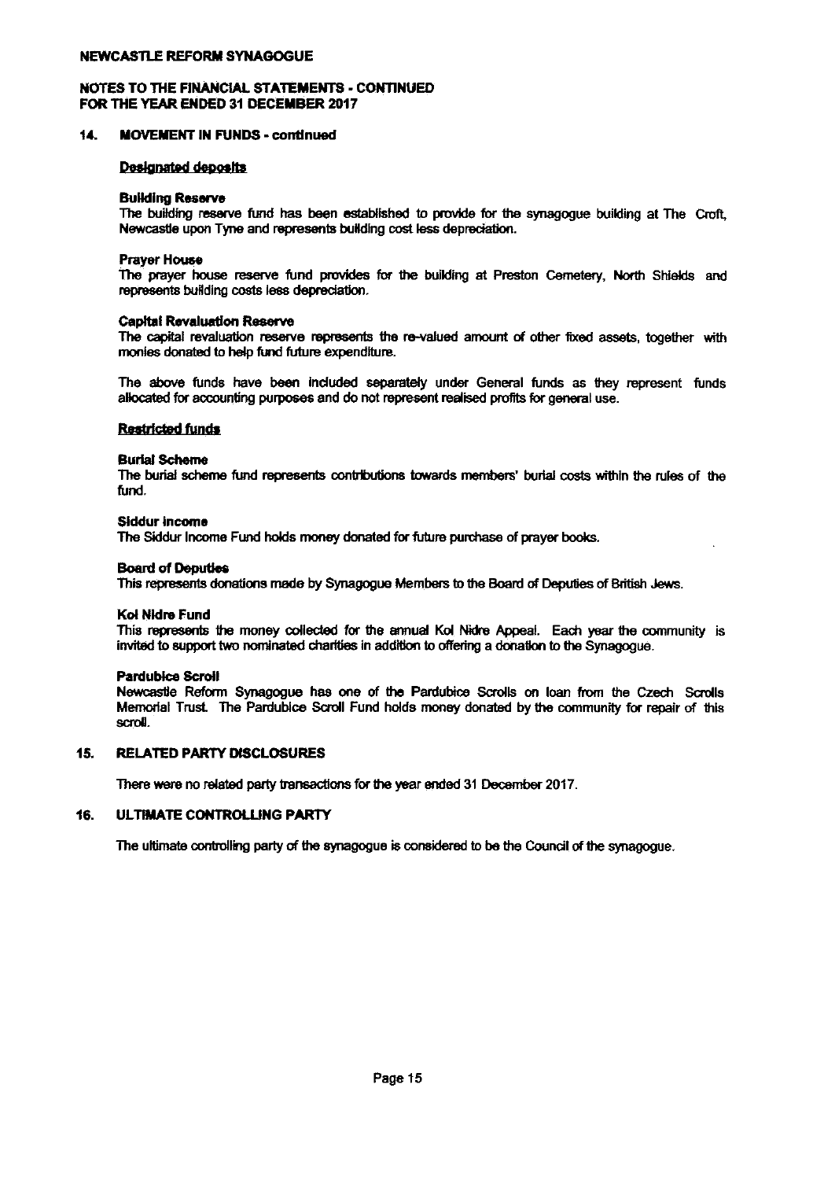**NEWCASTLE REFORM SYNAGOGUE**

**NOTES TO THE FINANCIAL STATEMENTS - CONTINUED**
**FOR THE YEAR ENDED 31 DECEMBER 2017**

## 14. MOVEMENT IN FUNDS - continued

**Designated deposits**

**Building Reserve**
The building reserve fund has been established to provide for the synagogue building at The Croft, Newcastle upon Tyne and represents building cost less depreciation.

**Prayer House**
The prayer house reserve fund provides for the building at Preston Cemetery, North Shields and represents building costs less depreciation.

**Capital Revaluation Reserve**
The capital revaluation reserve represents the re-valued amount of other fixed assets, together with monies donated to help fund future expenditure.

The above funds have been included separately under General funds as they represent funds allocated for accounting purposes and do not represent realised profits for general use.

**Restricted funds**

**Burial Scheme**
The burial scheme fund represents contributions towards members' burial costs within the rules of the fund.

**Siddur Income**
The Siddur Income Fund holds money donated for future purchase of prayer books.

**Board of Deputies**
This represents donations made by Synagogue Members to the Board of Deputies of British Jews.

**Kol Nidre Fund**
This represents the money collected for the annual Kol Nidre Appeal. Each year the community is invited to support two nominated charities in addition to offering a donation to the Synagogue.

**Pardubice Scroll**
Newcastle Reform Synagogue has one of the Pardubice Scrolls on loan from the Czech Scrolls Memorial Trust. The Pardubice Scroll Fund holds money donated by the community for repair of this scroll.

## 15. RELATED PARTY DISCLOSURES

There were no related party transactions for the year ended 31 December 2017.

## 16. ULTIMATE CONTROLLING PARTY

The ultimate controlling party of the synagogue is considered to be the Council of the synagogue.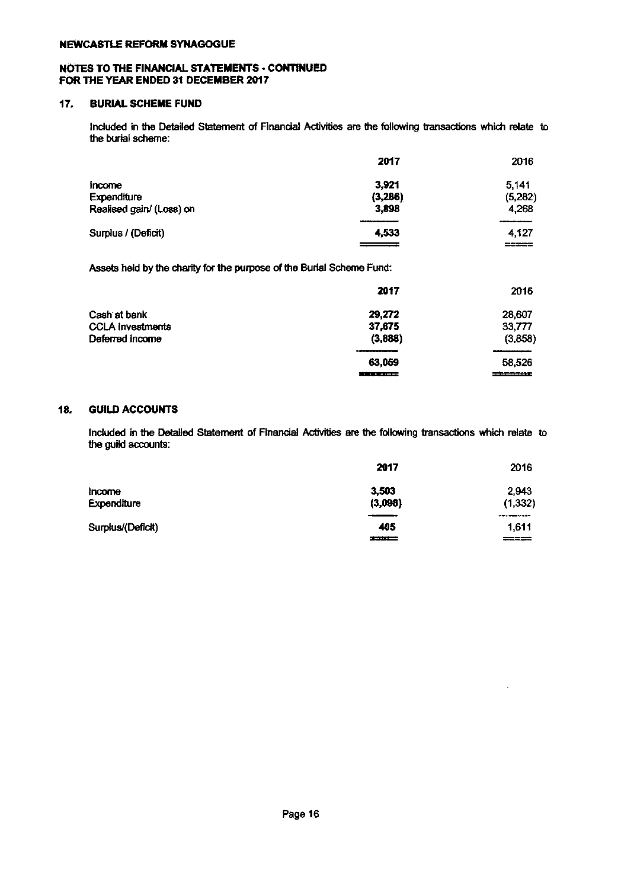**NEWCASTLE REFORM SYNAGOGUE**

**NOTES TO THE FINANCIAL STATEMENTS - CONTINUED**
**FOR THE YEAR ENDED 31 DECEMBER 2017**

## 17. BURIAL SCHEME FUND

Included in the Detailed Statement of Financial Activities are the following transactions which relate to the burial scheme:

| | 2017 | 2016 |
|---|---|---|
| Income | 3,921 | 5,141 |
| Expenditure | (3,286) | (5,282) |
| Realised gain/ (Loss) on | 3,898 | 4,268 |
| Surplus / (Deficit) | 4,533 | 4,127 |

Assets held by the charity for the purpose of the Burial Scheme Fund:

| | 2017 | 2016 |
|---|---|---|
| Cash at bank | 29,272 | 28,607 |
| CCLA Investments | 37,675 | 33,777 |
| Deferred Income | (3,888) | (3,858) |
| | 63,059 | 58,526 |

## 18. GUILD ACCOUNTS

Included in the Detailed Statement of Financial Activities are the following transactions which relate to the guild accounts:

| | 2017 | 2016 |
|---|---|---|
| Income | 3,503 | 2,943 |
| Expenditure | (3,098) | (1,332) |
| Surplus/(Deficit) | 405 | 1,611 |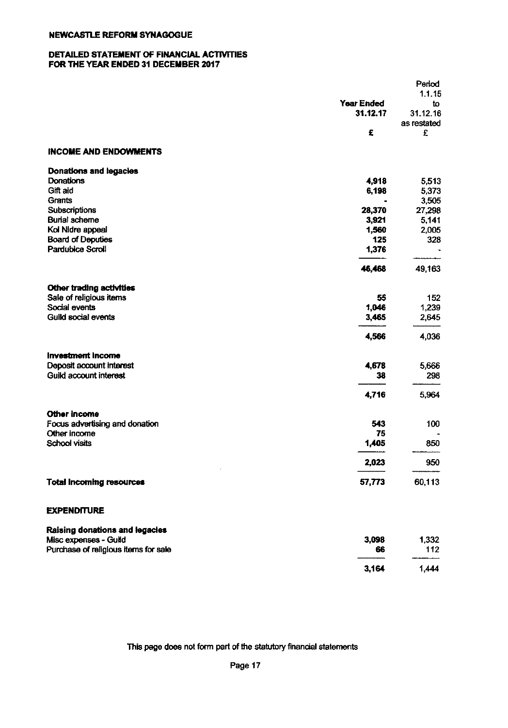**NEWCASTLE REFORM SYNAGOGUE**

**DETAILED STATEMENT OF FINANCIAL ACTIVITIES
FOR THE YEAR ENDED 31 DECEMBER 2017**

| | Year Ended 31.12.17 | Period 1.1.15 to 31.12.16 as restated |
|---|---|---|
| | £ | £ |
| **INCOME AND ENDOWMENTS** | | |
| **Donations and legacies** | | |
| Donations | **4,918** | 5,513 |
| Gift aid | **6,198** | 5,373 |
| Grants | **-** | 3,505 |
| Subscriptions | **28,370** | 27,298 |
| Burial scheme | **3,921** | 5,141 |
| Kol Nidre appeal | **1,560** | 2,005 |
| Board of Deputies | **125** | 328 |
| Pardubice Scroll | **1,376** | - |
| | **46,468** | 49,163 |
| **Other trading activities** | | |
| Sale of religious items | **55** | 152 |
| Social events | **1,046** | 1,239 |
| Guild social events | **3,465** | 2,645 |
| | **4,566** | 4,036 |
| **Investment income** | | |
| Deposit account interest | **4,678** | 5,666 |
| Guild account interest | **38** | 298 |
| | **4,716** | 5,964 |
| **Other income** | | |
| Focus advertising and donation | **543** | 100 |
| Other income | **75** | - |
| School visits | **1,405** | 850 |
| | **2,023** | 950 |
| **Total incoming resources** | **57,773** | 60,113 |
| **EXPENDITURE** | | |
| **Raising donations and legacies** | | |
| Misc expenses - Guild | **3,098** | 1,332 |
| Purchase of religious items for sale | **66** | 112 |
| | **3,164** | 1,444 |

This page does not form part of the statutory financial statements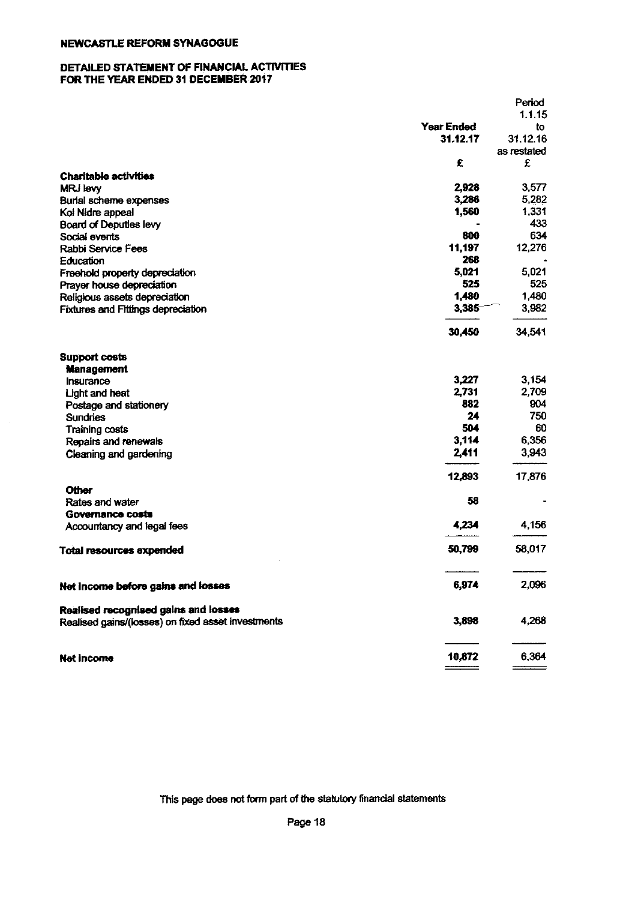NEWCASTLE REFORM SYNAGOGUE

## DETAILED STATEMENT OF FINANCIAL ACTIVITIES FOR THE YEAR ENDED 31 DECEMBER 2017

| | Year Ended 31.12.17 £ | Period 1.1.15 to 31.12.16 as restated £ |
|---|---|---|
| **Charitable activities** | | |
| MRJ levy | 2,928 | 3,577 |
| Burial scheme expenses | 3,286 | 5,282 |
| Kol Nidre appeal | 1,560 | 1,331 |
| Board of Deputies levy | - | 433 |
| Social events | 800 | 634 |
| Rabbi Service Fees | 11,197 | 12,276 |
| Education | 268 | - |
| Freehold property depreciation | 5,021 | 5,021 |
| Prayer house depreciation | 525 | 525 |
| Religious assets depreciation | 1,480 | 1,480 |
| Fixtures and Fittings depreciation | 3,385 | 3,982 |
| | 30,450 | 34,541 |
| **Support costs** | | |
| **Management** | | |
| Insurance | 3,227 | 3,154 |
| Light and heat | 2,731 | 2,709 |
| Postage and stationery | 882 | 904 |
| Sundries | 24 | 750 |
| Training costs | 504 | 60 |
| Repairs and renewals | 3,114 | 6,356 |
| Cleaning and gardening | 2,411 | 3,943 |
| | 12,893 | 17,876 |
| **Other** | | |
| Rates and water | 58 | - |
| **Governance costs** | | |
| Accountancy and legal fees | 4,234 | 4,156 |
| **Total resources expended** | 50,799 | 58,017 |
| **Net income before gains and losses** | 6,974 | 2,096 |
| **Realised recognised gains and losses** | | |
| Realised gains/(losses) on fixed asset investments | 3,898 | 4,268 |
| **Net income** | 10,872 | 6,364 |

This page does not form part of the statutory financial statements